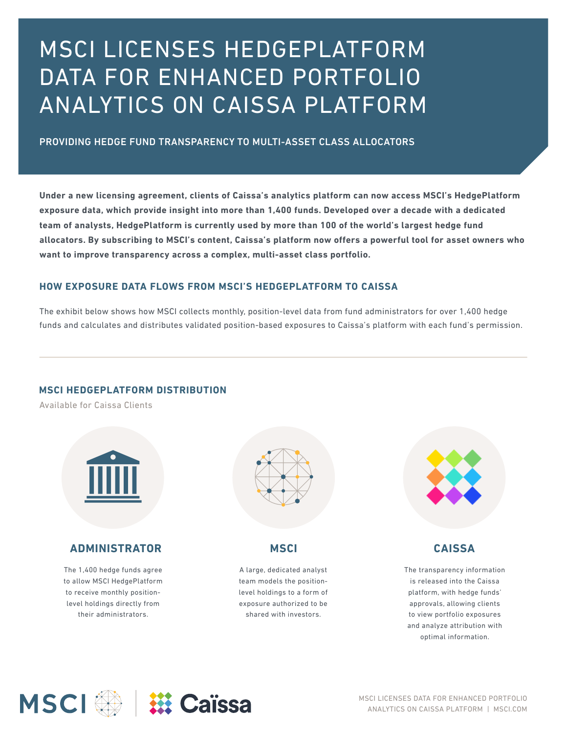# MSCI LICENSES HEDGEPLATFORM DATA FOR ENHANCED PORTFOLIO ANALYTICS ON CAISSA PLATFORM

## PROVIDING HEDGE FUND TRANSPARENCY TO MULTI-ASSET CLASS ALLOCATORS

**Under a new licensing agreement, clients of Caissa's analytics platform can now access MSCI's HedgePlatform exposure data, which provide insight into more than 1,400 funds. Developed over a decade with a dedicated team of analysts, HedgePlatform is currently used by more than 100 of the world's largest hedge fund allocators. By subscribing to MSCI's content, Caissa's platform now offers a powerful tool for asset owners who want to improve transparency across a complex, multi-asset class portfolio.**

### HOW EXPOSURE DATA FLOWS FROM MSCI'S HEDGEPLATFORM TO CAISSA

The exhibit below shows how MSCI collects monthly, position-level data from fund administrators for over 1,400 hedge funds and calculates and distributes validated position-based exposures to Caissa's platform with each fund's permission.

---

### MSCI HEDGEPLATFORM DISTRIBUTION

Available for Caissa Clients

#### ADMINISTRATOR

The 1,400 hedge funds agree to allow MSCI HedgePlatform to receive monthly position-level holdings directly from their administrators.

#### MSCI

A large, dedicated analyst team models the position-level holdings to a form of exposure authorized to be shared with investors.

#### CAISSA

The transparency information is released into the Caissa platform, with hedge funds' approvals, allowing clients to view portfolio exposures and analyze attribution with optimal information.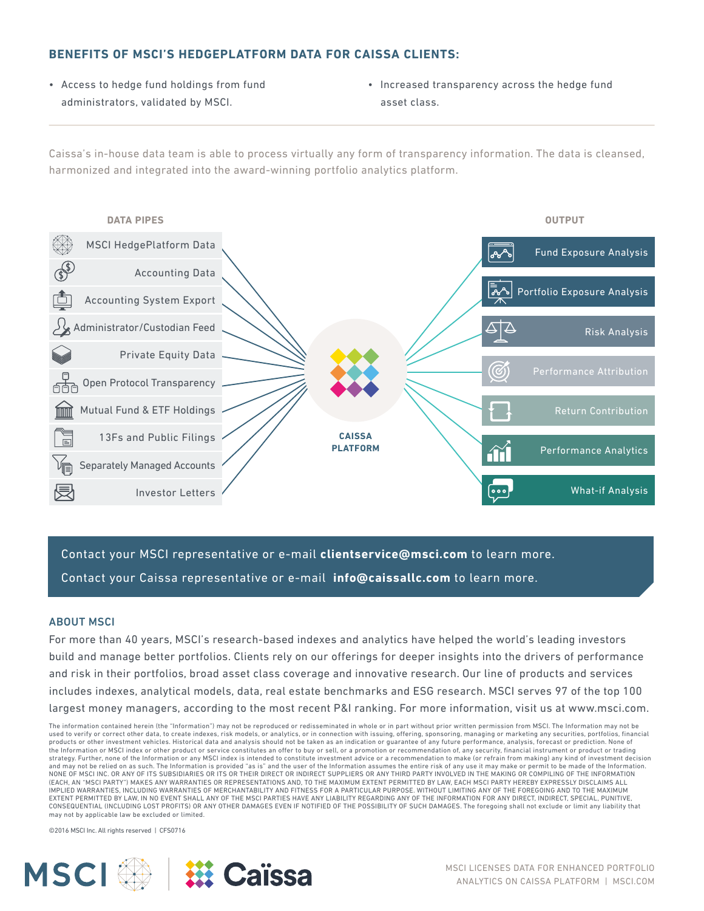## BENEFITS OF MSCI'S HEDGEPLATFORM DATA FOR CAISSA CLIENTS:

- Access to hedge fund holdings from fund administrators, validated by MSCI.
- Increased transparency across the hedge fund asset class.

Caissa's in-house data team is able to process virtually any form of transparency information. The data is cleansed, harmonized and integrated into the award-winning portfolio analytics platform.

DATA PIPES

MSCI HedgePlatform Data
Accounting Data
Accounting System Export
Administrator/Custodian Feed
Private Equity Data
Open Protocol Transparency
Mutual Fund & ETF Holdings
13Fs and Public Filings
Separately Managed Accounts
Investor Letters

CAISSA PLATFORM

OUTPUT

Fund Exposure Analysis
Portfolio Exposure Analysis
Risk Analysis
Performance Attribution
Return Contribution
Performance Analytics
What-if Analysis

Contact your MSCI representative or e-mail **clientservice@msci.com** to learn more.

Contact your Caissa representative or e-mail **info@caissallc.com** to learn more.

### ABOUT MSCI

For more than 40 years, MSCI's research-based indexes and analytics have helped the world's leading investors build and manage better portfolios. Clients rely on our offerings for deeper insights into the drivers of performance and risk in their portfolios, broad asset class coverage and innovative research. Our line of products and services includes indexes, analytical models, data, real estate benchmarks and ESG research. MSCI serves 97 of the top 100 largest money managers, according to the most recent P&I ranking. For more information, visit us at www.msci.com.

The information contained herein (the "Information") may not be reproduced or redisseminated in whole or in part without prior written permission from MSCI. The Information may not be used to verify or correct other data, to create indexes, risk models, or analytics, or in connection with issuing, offering, sponsoring, managing or marketing any securities, portfolios, financial products or other investment vehicles. Historical data and analysis should not be taken as an indication or guarantee of any future performance, analysis, forecast or prediction. None of the Information or MSCI index or other product or service constitutes an offer to buy or sell, or a promotion or recommendation of, any security, financial instrument or product or trading strategy. Further, none of the Information or any MSCI index is intended to constitute investment advice or a recommendation to make (or refrain from making) any kind of investment decision and may not be relied on as such. The Information is provided "as is" and the user of the Information assumes the entire risk of any use it may make or permit to be made of the Information. NONE OF MSCI INC. OR ANY OF ITS SUBSIDIARIES OR ITS OR THEIR DIRECT OR INDIRECT SUPPLIERS OR ANY THIRD PARTY INVOLVED IN THE MAKING OR COMPILING OF THE INFORMATION (EACH, AN "MSCI PARTY") MAKES ANY WARRANTIES OR REPRESENTATIONS AND, TO THE MAXIMUM EXTENT PERMITTED BY LAW, EACH MSCI PARTY HEREBY EXPRESSLY DISCLAIMS ALL IMPLIED WARRANTIES, INCLUDING WARRANTIES OF MERCHANTABILITY AND FITNESS FOR A PARTICULAR PURPOSE. WITHOUT LIMITING ANY OF THE FOREGOING AND TO THE MAXIMUM EXTENT PERMITTED BY LAW, IN NO EVENT SHALL ANY OF THE MSCI PARTIES HAVE ANY LIABILITY REGARDING ANY OF THE INFORMATION FOR ANY DIRECT, INDIRECT, SPECIAL, PUNITIVE, CONSEQUENTIAL (INCLUDING LOST PROFITS) OR ANY OTHER DAMAGES EVEN IF NOTIFIED OF THE POSSIBILITY OF SUCH DAMAGES. The foregoing shall not exclude or limit any liability that may not by applicable law be excluded or limited.

©2016 MSCI Inc. All rights reserved | CFS0716

MSCI | Caïssa